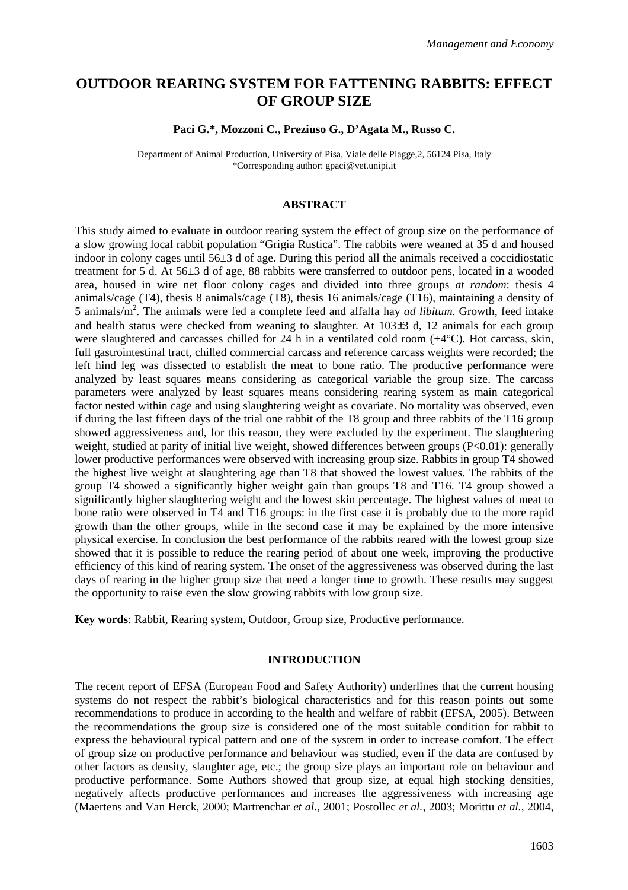# OUTDOOR REARING SYSTEM FOR FATTENING RABBITS: EFFECT OF GROUP SIZE

**Paci G.\*, Mozzoni C., Preziuso G., D'Agata M., Russo C.**

Department of Animal Production, University of Pisa, Viale delle Piagge,2, 56124 Pisa, Italy
\*Corresponding author: gpaci@vet.unipi.it

## ABSTRACT

This study aimed to evaluate in outdoor rearing system the effect of group size on the performance of a slow growing local rabbit population "Grigia Rustica". The rabbits were weaned at 35 d and housed indoor in colony cages until 56±3 d of age. During this period all the animals received a coccidiostatic treatment for 5 d. At 56±3 d of age, 88 rabbits were transferred to outdoor pens, located in a wooded area, housed in wire net floor colony cages and divided into three groups *at random*: thesis 4 animals/cage (T4), thesis 8 animals/cage (T8), thesis 16 animals/cage (T16), maintaining a density of 5 animals/m$^2$. The animals were fed a complete feed and alfalfa hay *ad libitum*. Growth, feed intake and health status were checked from weaning to slaughter. At 103±3 d, 12 animals for each group were slaughtered and carcasses chilled for 24 h in a ventilated cold room (+4°C). Hot carcass, skin, full gastrointestinal tract, chilled commercial carcass and reference carcass weights were recorded; the left hind leg was dissected to establish the meat to bone ratio. The productive performance were analyzed by least squares means considering as categorical variable the group size. The carcass parameters were analyzed by least squares means considering rearing system as main categorical factor nested within cage and using slaughtering weight as covariate. No mortality was observed, even if during the last fifteen days of the trial one rabbit of the T8 group and three rabbits of the T16 group showed aggressiveness and, for this reason, they were excluded by the experiment. The slaughtering weight, studied at parity of initial live weight, showed differences between groups ($P<0.01$): generally lower productive performances were observed with increasing group size. Rabbits in group T4 showed the highest live weight at slaughtering age than T8 that showed the lowest values. The rabbits of the group T4 showed a significantly higher weight gain than groups T8 and T16. T4 group showed a significantly higher slaughtering weight and the lowest skin percentage. The highest values of meat to bone ratio were observed in T4 and T16 groups: in the first case it is probably due to the more rapid growth than the other groups, while in the second case it may be explained by the more intensive physical exercise. In conclusion the best performance of the rabbits reared with the lowest group size showed that it is possible to reduce the rearing period of about one week, improving the productive efficiency of this kind of rearing system. The onset of the aggressiveness was observed during the last days of rearing in the higher group size that need a longer time to growth. These results may suggest the opportunity to raise even the slow growing rabbits with low group size.

**Key words**: Rabbit, Rearing system, Outdoor, Group size, Productive performance.

## INTRODUCTION

The recent report of EFSA (European Food and Safety Authority) underlines that the current housing systems do not respect the rabbit's biological characteristics and for this reason points out some recommendations to produce in according to the health and welfare of rabbit (EFSA, 2005). Between the recommendations the group size is considered one of the most suitable condition for rabbit to express the behavioural typical pattern and one of the system in order to increase comfort. The effect of group size on productive performance and behaviour was studied, even if the data are confused by other factors as density, slaughter age, etc.; the group size plays an important role on behaviour and productive performance. Some Authors showed that group size, at equal high stocking densities, negatively affects productive performances and increases the aggressiveness with increasing age (Maertens and Van Herck, 2000; Martrenchar *et al.*, 2001; Postollec *et al.*, 2003; Morittu *et al.*, 2004,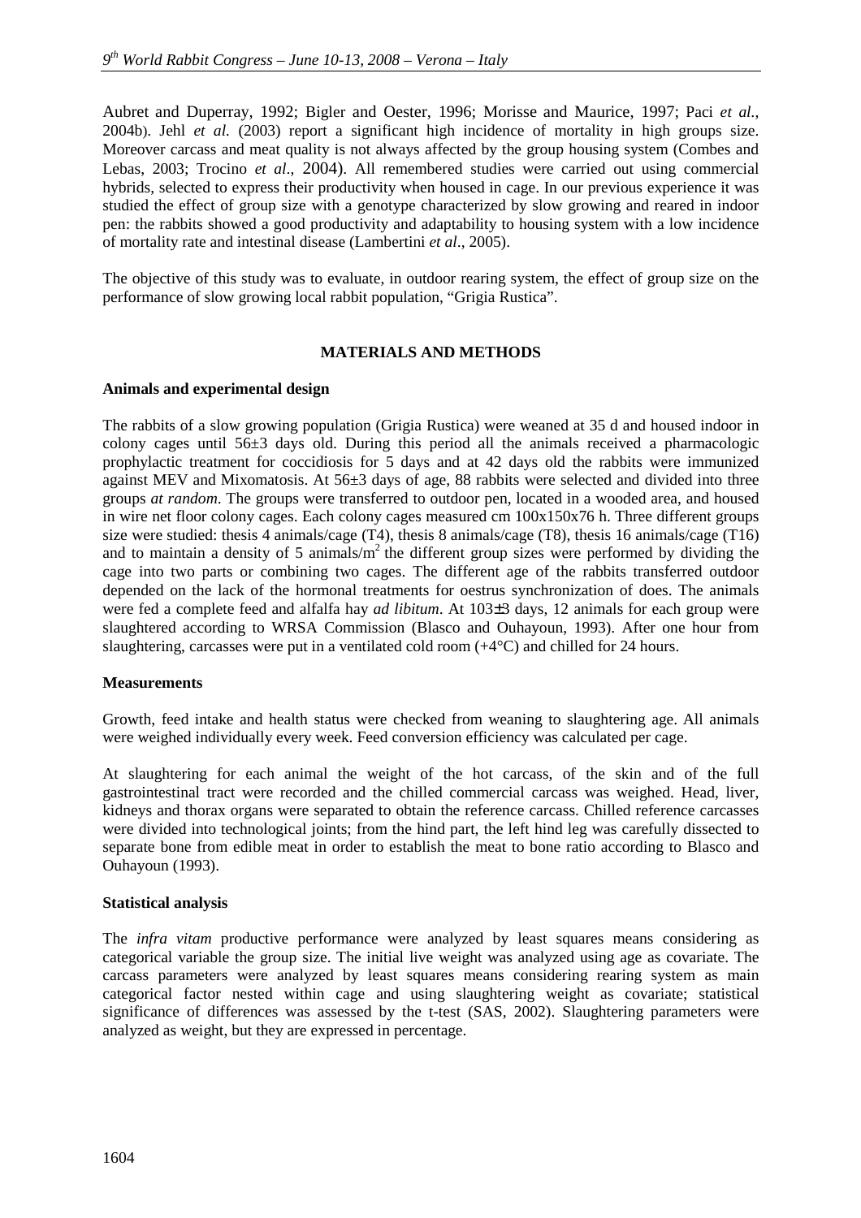Aubret and Duperray, 1992; Bigler and Oester, 1996; Morisse and Maurice, 1997; Paci *et al.*, 2004b). Jehl *et al.* (2003) report a significant high incidence of mortality in high groups size. Moreover carcass and meat quality is not always affected by the group housing system (Combes and Lebas, 2003; Trocino *et al*., 2004). All remembered studies were carried out using commercial hybrids, selected to express their productivity when housed in cage. In our previous experience it was studied the effect of group size with a genotype characterized by slow growing and reared in indoor pen: the rabbits showed a good productivity and adaptability to housing system with a low incidence of mortality rate and intestinal disease (Lambertini *et al*., 2005).

The objective of this study was to evaluate, in outdoor rearing system, the effect of group size on the performance of slow growing local rabbit population, "Grigia Rustica".

## MATERIALS AND METHODS

### Animals and experimental design

The rabbits of a slow growing population (Grigia Rustica) were weaned at 35 d and housed indoor in colony cages until 56±3 days old. During this period all the animals received a pharmacologic prophylactic treatment for coccidiosis for 5 days and at 42 days old the rabbits were immunized against MEV and Mixomatosis. At 56±3 days of age, 88 rabbits were selected and divided into three groups *at random*. The groups were transferred to outdoor pen, located in a wooded area, and housed in wire net floor colony cages. Each colony cages measured cm 100x150x76 h. Three different groups size were studied: thesis 4 animals/cage (T4), thesis 8 animals/cage (T8), thesis 16 animals/cage (T16) and to maintain a density of 5 animals/$m^2$ the different group sizes were performed by dividing the cage into two parts or combining two cages. The different age of the rabbits transferred outdoor depended on the lack of the hormonal treatments for oestrus synchronization of does. The animals were fed a complete feed and alfalfa hay *ad libitum*. At 103±3 days, 12 animals for each group were slaughtered according to WRSA Commission (Blasco and Ouhayoun, 1993). After one hour from slaughtering, carcasses were put in a ventilated cold room (+4°C) and chilled for 24 hours.

### Measurements

Growth, feed intake and health status were checked from weaning to slaughtering age. All animals were weighed individually every week. Feed conversion efficiency was calculated per cage.

At slaughtering for each animal the weight of the hot carcass, of the skin and of the full gastrointestinal tract were recorded and the chilled commercial carcass was weighed. Head, liver, kidneys and thorax organs were separated to obtain the reference carcass. Chilled reference carcasses were divided into technological joints; from the hind part, the left hind leg was carefully dissected to separate bone from edible meat in order to establish the meat to bone ratio according to Blasco and Ouhayoun (1993).

### Statistical analysis

The *infra vitam* productive performance were analyzed by least squares means considering as categorical variable the group size. The initial live weight was analyzed using age as covariate. The carcass parameters were analyzed by least squares means considering rearing system as main categorical factor nested within cage and using slaughtering weight as covariate; statistical significance of differences was assessed by the t-test (SAS, 2002). Slaughtering parameters were analyzed as weight, but they are expressed in percentage.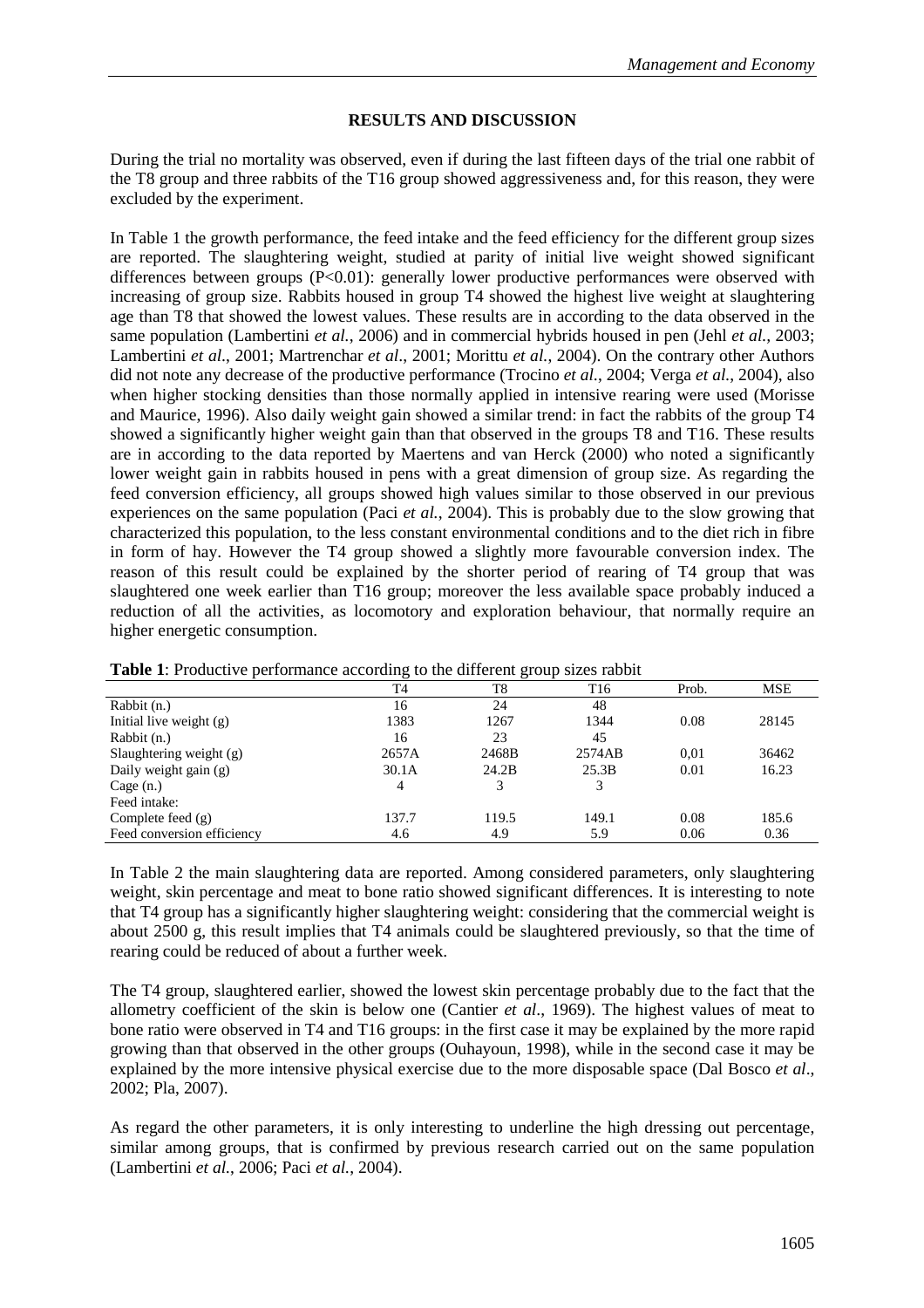## RESULTS AND DISCUSSION

During the trial no mortality was observed, even if during the last fifteen days of the trial one rabbit of the T8 group and three rabbits of the T16 group showed aggressiveness and, for this reason, they were excluded by the experiment.

In Table 1 the growth performance, the feed intake and the feed efficiency for the different group sizes are reported. The slaughtering weight, studied at parity of initial live weight showed significant differences between groups ($P<0.01$): generally lower productive performances were observed with increasing of group size. Rabbits housed in group T4 showed the highest live weight at slaughtering age than T8 that showed the lowest values. These results are in according to the data observed in the same population (Lambertini *et al.*, 2006) and in commercial hybrids housed in pen (Jehl *et al.*, 2003; Lambertini *et al*., 2001; Martrenchar *et al*., 2001; Morittu *et al.*, 2004). On the contrary other Authors did not note any decrease of the productive performance (Trocino *et al.*, 2004; Verga *et al.*, 2004), also when higher stocking densities than those normally applied in intensive rearing were used (Morisse and Maurice, 1996). Also daily weight gain showed a similar trend: in fact the rabbits of the group T4 showed a significantly higher weight gain than that observed in the groups T8 and T16. These results are in according to the data reported by Maertens and van Herck (2000) who noted a significantly lower weight gain in rabbits housed in pens with a great dimension of group size. As regarding the feed conversion efficiency, all groups showed high values similar to those observed in our previous experiences on the same population (Paci *et al.*, 2004). This is probably due to the slow growing that characterized this population, to the less constant environmental conditions and to the diet rich in fibre in form of hay. However the T4 group showed a slightly more favourable conversion index. The reason of this result could be explained by the shorter period of rearing of T4 group that was slaughtered one week earlier than T16 group; moreover the less available space probably induced a reduction of all the activities, as locomotory and exploration behaviour, that normally require an higher energetic consumption.

**Table 1**: Productive performance according to the different group sizes rabbit

| | T4 | T8 | T16 | Prob. | MSE |
|---|---|---|---|---|---|
| Rabbit (n.) | 16 | 24 | 48 | | |
| Initial live weight (g) | 1383 | 1267 | 1344 | 0.08 | 28145 |
| Rabbit (n.) | 16 | 23 | 45 | | |
| Slaughtering weight (g) | 2657A | 2468B | 2574AB | 0,01 | 36462 |
| Daily weight gain (g) | 30.1A | 24.2B | 25.3B | 0.01 | 16.23 |
| Cage (n.) | 4 | 3 | 3 | | |
| Feed intake: | | | | | |
| Complete feed (g) | 137.7 | 119.5 | 149.1 | 0.08 | 185.6 |
| Feed conversion efficiency | 4.6 | 4.9 | 5.9 | 0.06 | 0.36 |

In Table 2 the main slaughtering data are reported. Among considered parameters, only slaughtering weight, skin percentage and meat to bone ratio showed significant differences. It is interesting to note that T4 group has a significantly higher slaughtering weight: considering that the commercial weight is about 2500 g, this result implies that T4 animals could be slaughtered previously, so that the time of rearing could be reduced of about a further week.

The T4 group, slaughtered earlier, showed the lowest skin percentage probably due to the fact that the allometry coefficient of the skin is below one (Cantier *et al*., 1969). The highest values of meat to bone ratio were observed in T4 and T16 groups: in the first case it may be explained by the more rapid growing than that observed in the other groups (Ouhayoun, 1998), while in the second case it may be explained by the more intensive physical exercise due to the more disposable space (Dal Bosco *et al*., 2002; Pla, 2007).

As regard the other parameters, it is only interesting to underline the high dressing out percentage, similar among groups, that is confirmed by previous research carried out on the same population (Lambertini *et al.*, 2006; Paci *et al.*, 2004).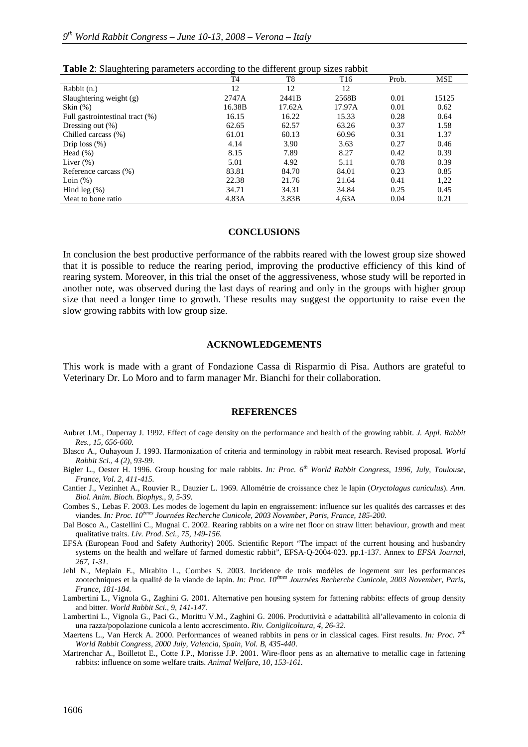**Table 2**: Slaughtering parameters according to the different group sizes rabbit

| | T4 | T8 | T16 | Prob. | MSE |
|---|---|---|---|---|---|
| Rabbit (n.) | 12 | 12 | 12 | | |
| Slaughtering weight (g) | 2747A | 2441B | 2568B | 0.01 | 15125 |
| Skin (%) | 16.38B | 17.62A | 17.97A | 0.01 | 0.62 |
| Full gastrointestinal tract (%) | 16.15 | 16.22 | 15.33 | 0.28 | 0.64 |
| Dressing out (%) | 62.65 | 62.57 | 63.26 | 0.37 | 1.58 |
| Chilled carcass (%) | 61.01 | 60.13 | 60.96 | 0.31 | 1.37 |
| Drip loss (%) | 4.14 | 3.90 | 3.63 | 0.27 | 0.46 |
| Head (%) | 8.15 | 7.89 | 8.27 | 0.42 | 0.39 |
| Liver (%) | 5.01 | 4.92 | 5.11 | 0.78 | 0.39 |
| Reference carcass (%) | 83.81 | 84.70 | 84.01 | 0.23 | 0.85 |
| Loin (%) | 22.38 | 21.76 | 21.64 | 0.41 | 1,22 |
| Hind leg (%) | 34.71 | 34.31 | 34.84 | 0.25 | 0.45 |
| Meat to bone ratio | 4.83A | 3.83B | 4,63A | 0.04 | 0.21 |

## CONCLUSIONS

In conclusion the best productive performance of the rabbits reared with the lowest group size showed that it is possible to reduce the rearing period, improving the productive efficiency of this kind of rearing system. Moreover, in this trial the onset of the aggressiveness, whose study will be reported in another note, was observed during the last days of rearing and only in the groups with higher group size that need a longer time to growth. These results may suggest the opportunity to raise even the slow growing rabbits with low group size.

## ACKNOWLEDGEMENTS

This work is made with a grant of Fondazione Cassa di Risparmio di Pisa. Authors are grateful to Veterinary Dr. Lo Moro and to farm manager Mr. Bianchi for their collaboration.

## REFERENCES

Aubret J.M., Duperray J. 1992. Effect of cage density on the performance and health of the growing rabbit. *J. Appl. Rabbit Res., 15, 656-660.*

Blasco A., Ouhayoun J. 1993. Harmonization of criteria and terminology in rabbit meat research. Revised proposal. *World Rabbit Sci., 4 (2), 93-99.*

Bigler L., Oester H. 1996. Group housing for male rabbits. *In: Proc. 6th World Rabbit Congress, 1996, July, Toulouse, France, Vol. 2, 411-415.*

Cantier J., Vezinhet A., Rouvier R., Dauzier L. 1969. Allométrie de croissance chez le lapin (*Oryctolagus cuniculus*). *Ann. Biol. Anim. Bioch. Biophys., 9, 5-39.*

Combes S., Lebas F. 2003. Les modes de logement du lapin en engraissement: influence sur les qualités des carcasses et des viandes. *In: Proc. 10émes Journées Recherche Cunicole, 2003 November, Paris, France, 185-200.*

Dal Bosco A., Castellini C., Mugnai C. 2002. Rearing rabbits on a wire net floor on straw litter: behaviour, growth and meat qualitative traits. *Liv. Prod. Sci., 75, 149-156.*

EFSA (European Food and Safety Authority) 2005. Scientific Report "The impact of the current housing and husbandry systems on the health and welfare of farmed domestic rabbit", EFSA-Q-2004-023. pp.1-137. Annex to *EFSA Journal, 267, 1-31.*

Jehl N., Meplain E., Mirabito L., Combes S. 2003. Incidence de trois modèles de logement sur les performances zootechniques et la qualité de la viande de lapin. *In: Proc. 10émes Journées Recherche Cunicole, 2003 November, Paris, France, 181-184.*

Lambertini L., Vignola G., Zaghini G. 2001. Alternative pen housing system for fattening rabbits: effects of group density and bitter. *World Rabbit Sci., 9, 141-147.*

Lambertini L., Vignola G., Paci G., Morittu V.M., Zaghini G. 2006. Produttività e adattabilità all'allevamento in colonia di una razza/popolazione cunicola a lento accrescimento. *Riv. Coniglicoltura, 4, 26-32.*

Maertens L., Van Herck A. 2000. Performances of weaned rabbits in pens or in classical cages. First results. *In: Proc. 7th World Rabbit Congress, 2000 July, Valencia, Spain, Vol. B, 435-440.*

Martrenchar A., Boilletot E., Cotte J.P., Morisse J.P. 2001. Wire-floor pens as an alternative to metallic cage in fattening rabbits: influence on some welfare traits. *Animal Welfare, 10, 153-161.*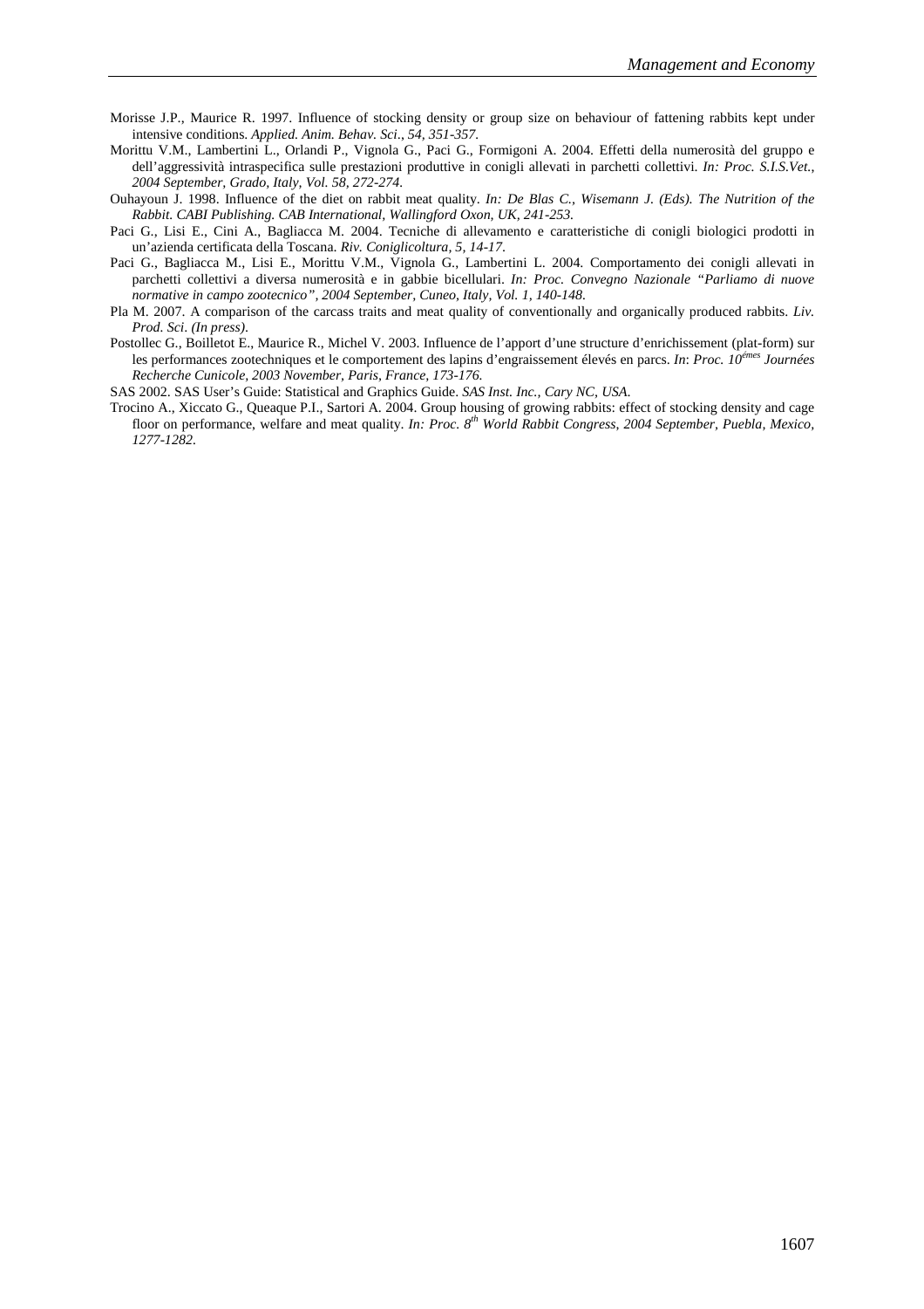Morisse J.P., Maurice R. 1997. Influence of stocking density or group size on behaviour of fattening rabbits kept under intensive conditions. *Applied. Anim. Behav. Sci., 54, 351-357.*

Morittu V.M., Lambertini L., Orlandi P., Vignola G., Paci G., Formigoni A. 2004. Effetti della numerosità del gruppo e dell'aggressività intraspecifica sulle prestazioni produttive in conigli allevati in parchetti collettivi. *In: Proc. S.I.S.Vet., 2004 September, Grado, Italy, Vol. 58, 272-274.*

Ouhayoun J. 1998. Influence of the diet on rabbit meat quality. *In: De Blas C., Wisemann J. (Eds). The Nutrition of the Rabbit. CABI Publishing. CAB International, Wallingford Oxon, UK, 241-253.*

Paci G., Lisi E., Cini A., Bagliacca M. 2004. Tecniche di allevamento e caratteristiche di conigli biologici prodotti in un'azienda certificata della Toscana. *Riv. Coniglicoltura, 5, 14-17.*

Paci G., Bagliacca M., Lisi E., Morittu V.M., Vignola G., Lambertini L. 2004. Comportamento dei conigli allevati in parchetti collettivi a diversa numerosità e in gabbie bicellulari. *In: Proc. Convegno Nazionale "Parliamo di nuove normative in campo zootecnico", 2004 September, Cuneo, Italy, Vol. 1, 140-148.*

Pla M. 2007. A comparison of the carcass traits and meat quality of conventionally and organically produced rabbits. *Liv. Prod. Sci. (In press).*

Postollec G., Boilletot E., Maurice R., Michel V. 2003. Influence de l'apport d'une structure d'enrichissement (plat-form) sur les performances zootechniques et le comportement des lapins d'engraissement élevés en parcs. *In*: *Proc. 10èmes Journées Recherche Cunicole, 2003 November, Paris, France, 173-176.*

SAS 2002. SAS User's Guide: Statistical and Graphics Guide. *SAS Inst. Inc., Cary NC, USA.*

Trocino A., Xiccato G., Queaque P.I., Sartori A. 2004. Group housing of growing rabbits: effect of stocking density and cage floor on performance, welfare and meat quality. *In: Proc. 8th World Rabbit Congress, 2004 September, Puebla, Mexico, 1277-1282.*